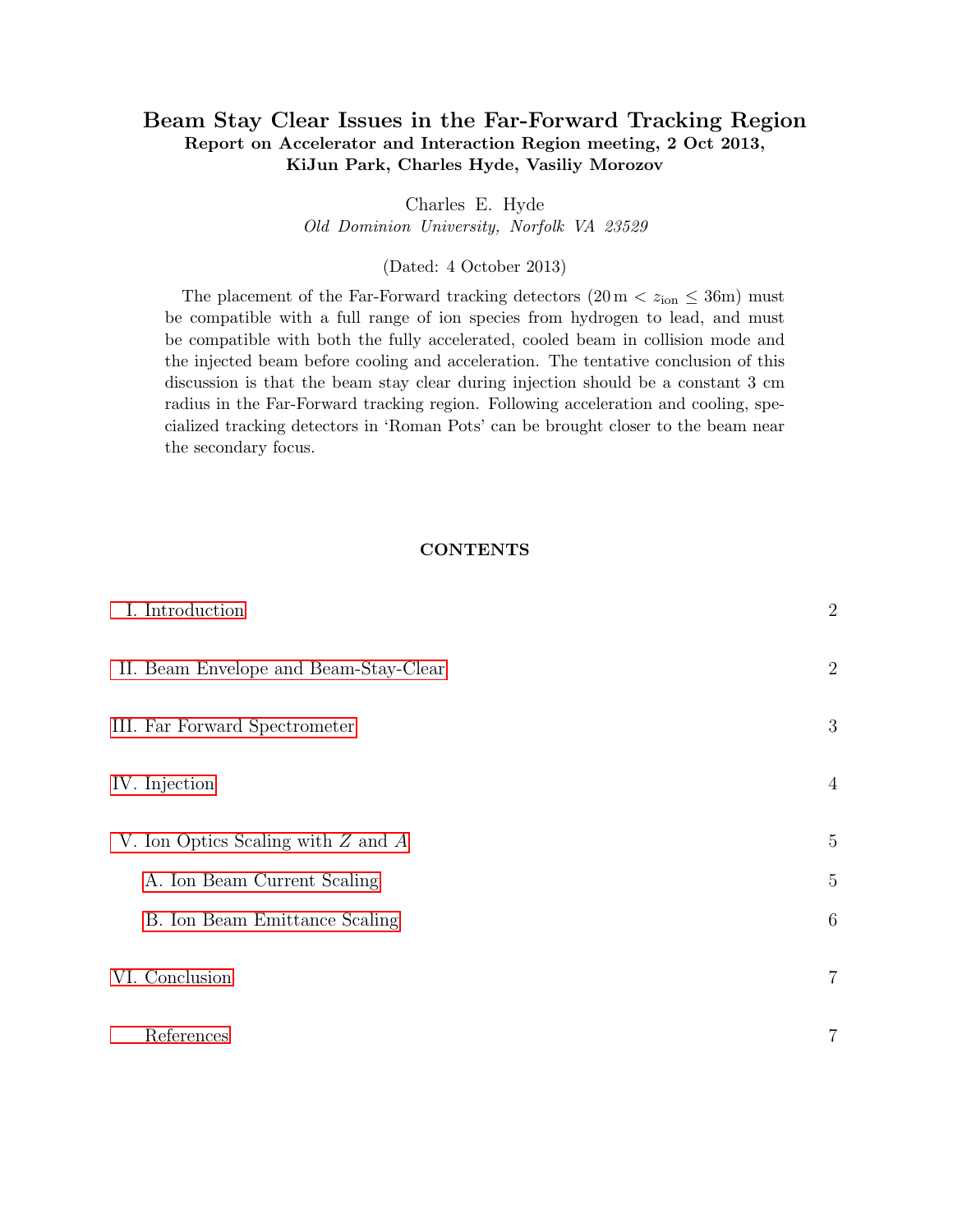# Beam Stay Clear Issues in the Far-Forward Tracking Region

**Report on Accelerator and Interaction Region meeting, 2 Oct 2013, KiJun Park, Charles Hyde, Vasiliy Morozov**

Charles E. Hyde

*Old Dominion University, Norfolk VA 23529*

(Dated: 4 October 2013)

The placement of the Far-Forward tracking detectors ($20\,\mathrm{m} < z_{\mathrm{ion}} \leq 36\mathrm{m}$) must be compatible with a full range of ion species from hydrogen to lead, and must be compatible with both the fully accelerated, cooled beam in collision mode and the injected beam before cooling and acceleration. The tentative conclusion of this discussion is that the beam stay clear during injection should be a constant 3 cm radius in the Far-Forward tracking region. Following acceleration and cooling, specialized tracking detectors in 'Roman Pots' can be brought closer to the beam near the secondary focus.

## CONTENTS

| | |
|---|---|
| I. Introduction | 2 |
| II. Beam Envelope and Beam-Stay-Clear | 2 |
| III. Far Forward Spectrometer | 3 |
| IV. Injection | 4 |
| V. Ion Optics Scaling with $Z$ and $A$ | 5 |
| A. Ion Beam Current Scaling | 5 |
| B. Ion Beam Emittance Scaling | 6 |
| VI. Conclusion | 7 |
| References | 7 |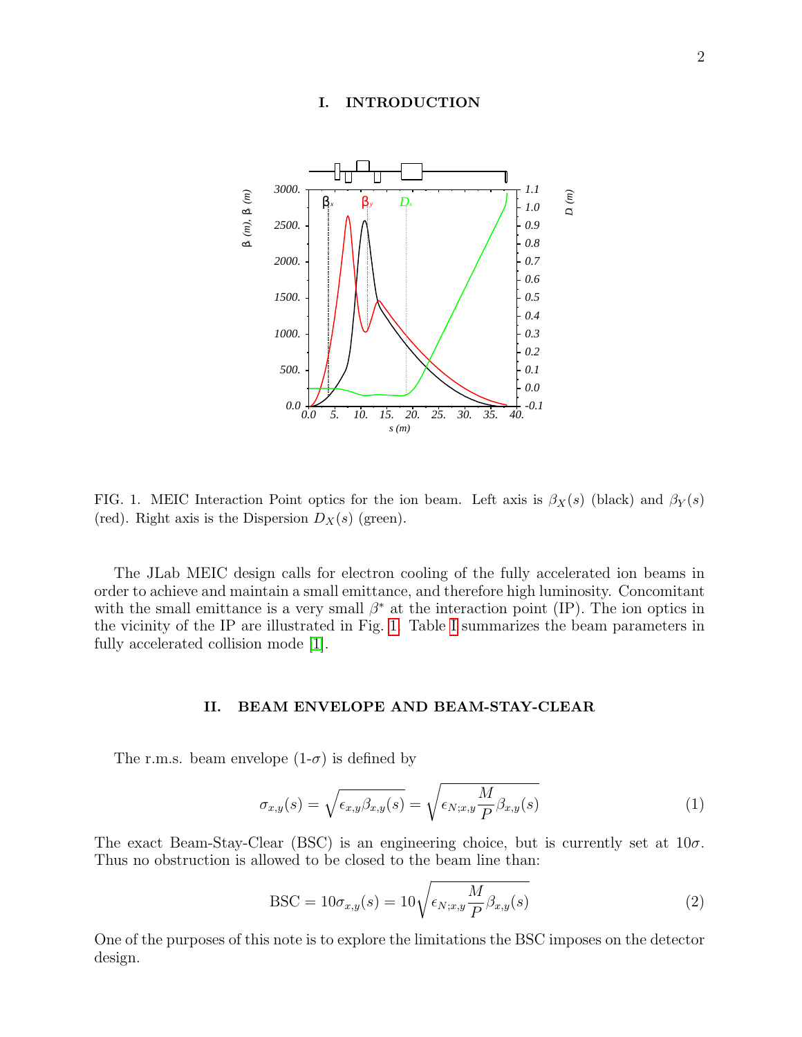## I. INTRODUCTION

FIG. 1. MEIC Interaction Point optics for the ion beam. Left axis is $\beta_X(s)$ (black) and $\beta_Y(s)$ (red). Right axis is the Dispersion $D_X(s)$ (green).

The JLab MEIC design calls for electron cooling of the fully accelerated ion beams in order to achieve and maintain a small emittance, and therefore high luminosity. Concomitant with the small emittance is a very small $\beta^*$ at the interaction point (IP). The ion optics in the vicinity of the IP are illustrated in Fig. 1. Table I summarizes the beam parameters in fully accelerated collision mode [1].

## II. BEAM ENVELOPE AND BEAM-STAY-CLEAR

The r.m.s. beam envelope (1-$\sigma$) is defined by

$$\sigma_{x,y}(s) = \sqrt{\epsilon_{x,y}\beta_{x,y}(s)} = \sqrt{\epsilon_{N;x,y}\frac{M}{P}\beta_{x,y}(s)} \tag{1}$$

The exact Beam-Stay-Clear (BSC) is an engineering choice, but is currently set at $10\sigma$. Thus no obstruction is allowed to be closed to the beam line than:

$$\text{BSC} = 10\sigma_{x,y}(s) = 10\sqrt{\epsilon_{N;x,y}\frac{M}{P}\beta_{x,y}(s)} \tag{2}$$

One of the purposes of this note is to explore the limitations the BSC imposes on the detector design.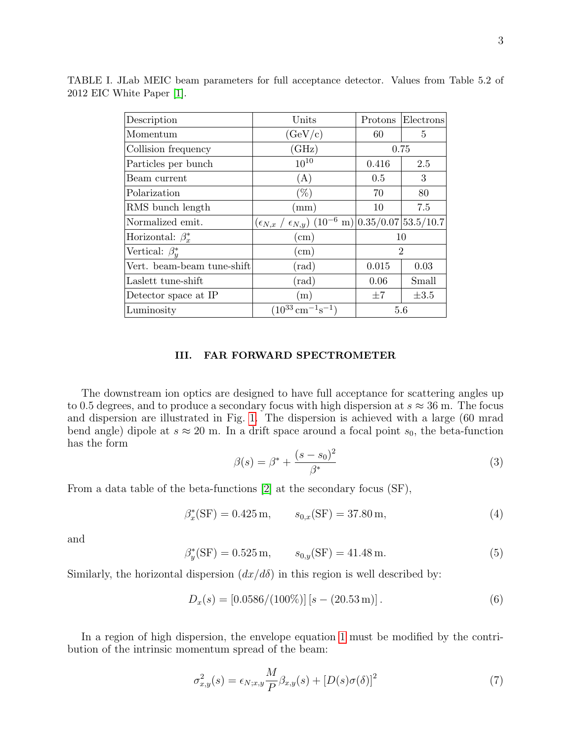TABLE I. JLab MEIC beam parameters for full acceptance detector. Values from Table 5.2 of 2012 EIC White Paper [1].

| Description | Units | Protons | Electrons |
|---|---|---|---|
| Momentum | (GeV/c) | 60 | 5 |
| Collision frequency | (GHz) | 0.75 | |
| Particles per bunch | $10^{10}$ | 0.416 | 2.5 |
| Beam current | (A) | 0.5 | 3 |
| Polarization | (%) | 70 | 80 |
| RMS bunch length | (mm) | 10 | 7.5 |
| Normalized emit. | ($\epsilon_{N,x}$ / $\epsilon_{N,y}$) ($10^{-6}$ m) | 0.35/0.07 | 53.5/10.7 |
| Horizontal: $\beta^*_x$ | (cm) | 10 | |
| Vertical: $\beta^*_y$ | (cm) | 2 | |
| Vert. beam-beam tune-shift | (rad) | 0.015 | 0.03 |
| Laslett tune-shift | (rad) | 0.06 | Small |
| Detector space at IP | (m) | $\pm 7$ | $\pm 3.5$ |
| Luminosity | ($10^{33}\,\mathrm{cm}^{-1}\mathrm{s}^{-1}$) | 5.6 | |

## III. FAR FORWARD SPECTROMETER

The downstream ion optics are designed to have full acceptance for scattering angles up to 0.5 degrees, and to produce a secondary focus with high dispersion at $s \approx 36$ m. The focus and dispersion are illustrated in Fig. 1. The dispersion is achieved with a large (60 mrad bend angle) dipole at $s \approx 20$ m. In a drift space around a focal point $s_0$, the beta-function has the form

$$\beta(s) = \beta^* + \frac{(s - s_0)^2}{\beta^*} \tag{3}$$

From a data table of the beta-functions [2] at the secondary focus (SF),

$$\beta^*_x(\mathrm{SF}) = 0.425\,\mathrm{m}, \qquad s_{0,x}(\mathrm{SF}) = 37.80\,\mathrm{m}, \tag{4}$$

and

$$\beta^*_y(\mathrm{SF}) = 0.525\,\mathrm{m}, \qquad s_{0,y}(\mathrm{SF}) = 41.48\,\mathrm{m}. \tag{5}$$

Similarly, the horizontal dispersion ($dx/d\delta$) in this region is well described by:

$$D_x(s) = [0.0586/(100\%)]\,[s - (20.53\,\mathrm{m})]\,. \tag{6}$$

In a region of high dispersion, the envelope equation 1 must be modified by the contribution of the intrinsic momentum spread of the beam:

$$\sigma^2_{x,y}(s) = \epsilon_{N;x,y}\frac{M}{P}\beta_{x,y}(s) + [D(s)\sigma(\delta)]^2 \tag{7}$$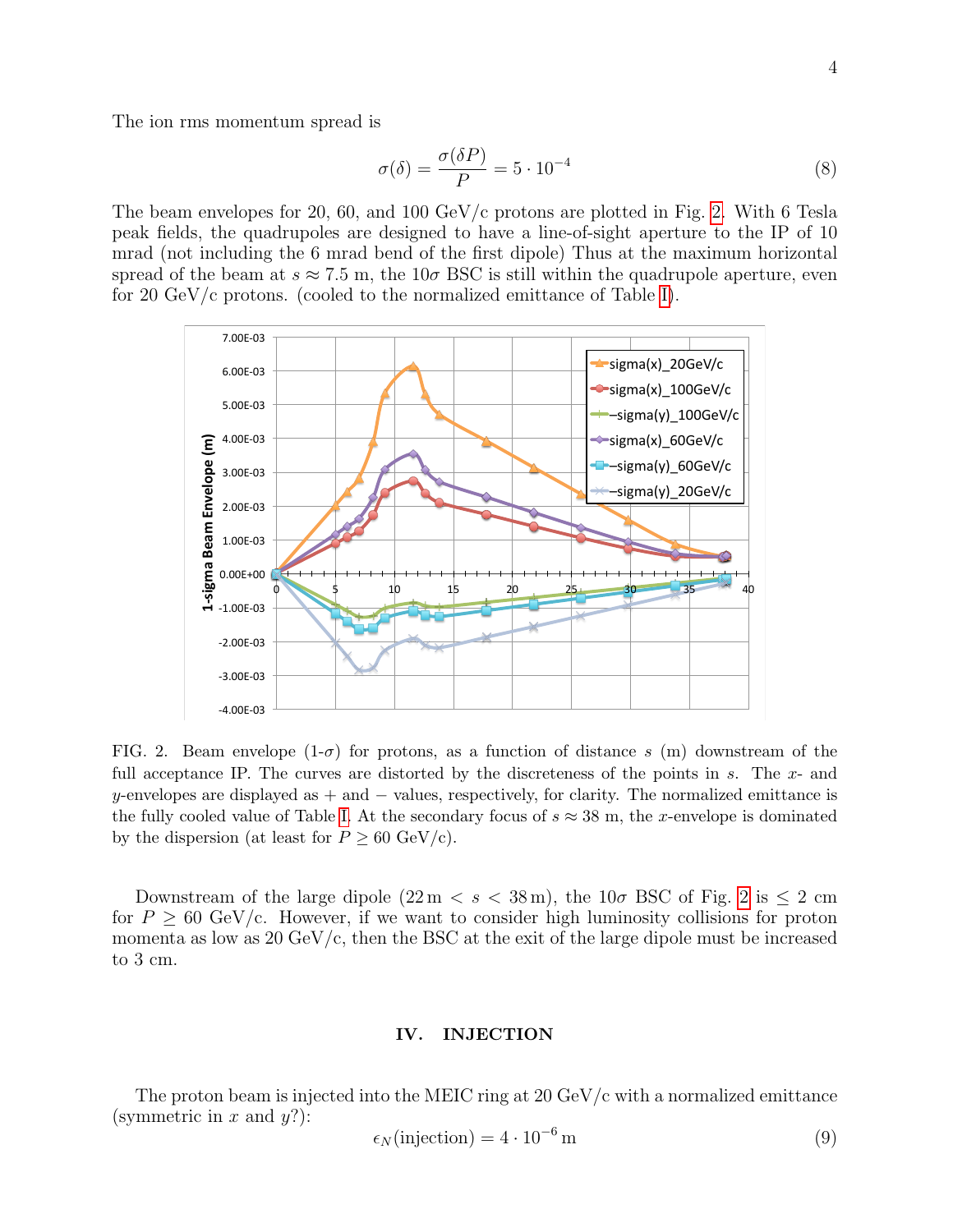The ion rms momentum spread is

$$\sigma(\delta) = \frac{\sigma(\delta P)}{P} = 5 \cdot 10^{-4} \tag{8}$$

The beam envelopes for 20, 60, and 100 GeV/c protons are plotted in Fig. 2. With 6 Tesla peak fields, the quadrupoles are designed to have a line-of-sight aperture to the IP of 10 mrad (not including the 6 mrad bend of the first dipole) Thus at the maximum horizontal spread of the beam at $s \approx 7.5$ m, the $10\sigma$ BSC is still within the quadrupole aperture, even for 20 GeV/c protons. (cooled to the normalized emittance of Table I).

FIG. 2. Beam envelope (1-$\sigma$) for protons, as a function of distance $s$ (m) downstream of the full acceptance IP. The curves are distorted by the discreteness of the points in $s$. The $x$- and $y$-envelopes are displayed as + and − values, respectively, for clarity. The normalized emittance is the fully cooled value of Table I. At the secondary focus of $s \approx 38$ m, the $x$-envelope is dominated by the dispersion (at least for $P \geq 60$ GeV/c).

Downstream of the large dipole ($22\,\text{m} < s < 38\,\text{m}$), the $10\sigma$ BSC of Fig. 2 is $\leq 2$ cm for $P \geq 60$ GeV/c. However, if we want to consider high luminosity collisions for proton momenta as low as 20 GeV/c, then the BSC at the exit of the large dipole must be increased to 3 cm.

## IV. INJECTION

The proton beam is injected into the MEIC ring at 20 GeV/c with a normalized emittance (symmetric in $x$ and $y$?):

$$\epsilon_N(\text{injection}) = 4 \cdot 10^{-6}\,\text{m} \tag{9}$$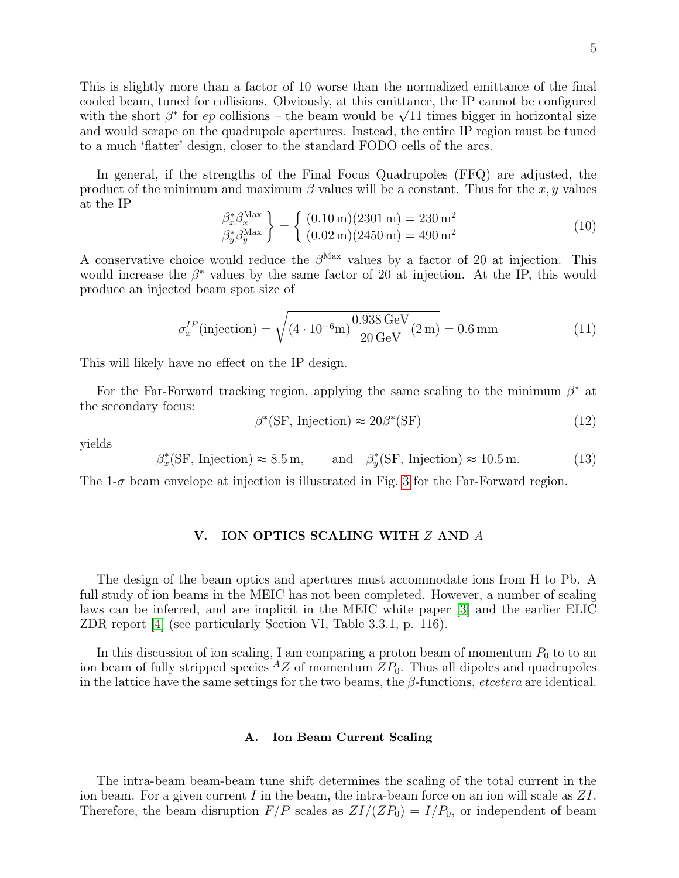This is slightly more than a factor of 10 worse than the normalized emittance of the final cooled beam, tuned for collisions. Obviously, at this emittance, the IP cannot be configured with the short $\beta^*$ for $ep$ collisions – the beam would be $\sqrt{11}$ times bigger in horizontal size and would scrape on the quadrupole apertures. Instead, the entire IP region must be tuned to a much 'flatter' design, closer to the standard FODO cells of the arcs.

In general, if the strengths of the Final Focus Quadrupoles (FFQ) are adjusted, the product of the minimum and maximum $\beta$ values will be a constant. Thus for the $x, y$ values at the IP

$$\left.\begin{array}{l}\beta_x^*\beta_x^{\rm Max}\\ \beta_y^*\beta_y^{\rm Max}\end{array}\right\} = \left\{\begin{array}{l}(0.10\,{\rm m})(2301\,{\rm m}) = 230\,{\rm m}^2\\ (0.02\,{\rm m})(2450\,{\rm m}) = 490\,{\rm m}^2\end{array}\right. \tag{10}$$

A conservative choice would reduce the $\beta^{\rm Max}$ values by a factor of 20 at injection. This would increase the $\beta^*$ values by the same factor of 20 at injection. At the IP, this would produce an injected beam spot size of

$$\sigma_x^{IP}({\rm injection}) = \sqrt{(4\cdot 10^{-6}{\rm m})\frac{0.938\,{\rm GeV}}{20\,{\rm GeV}}(2\,{\rm m})} = 0.6\,{\rm mm} \tag{11}$$

This will likely have no effect on the IP design.

For the Far-Forward tracking region, applying the same scaling to the minimum $\beta^*$ at the secondary focus:

$$\beta^*({\rm SF,\ Injection}) \approx 20\beta^*({\rm SF}) \tag{12}$$

yields

$$\beta_x^*({\rm SF,\ Injection}) \approx 8.5\,{\rm m}, \qquad {\rm and} \quad \beta_y^*({\rm SF,\ Injection}) \approx 10.5\,{\rm m}. \tag{13}$$

The 1-$\sigma$ beam envelope at injection is illustrated in Fig. 3 for the Far-Forward region.

## V. ION OPTICS SCALING WITH $Z$ AND $A$

The design of the beam optics and apertures must accommodate ions from H to Pb. A full study of ion beams in the MEIC has not been completed. However, a number of scaling laws can be inferred, and are implicit in the MEIC white paper [3] and the earlier ELIC ZDR report [4] (see particularly Section VI, Table 3.3.1, p. 116).

In this discussion of ion scaling, I am comparing a proton beam of momentum $P_0$ to to an ion beam of fully stripped species ${}^{A}Z$ of momentum $ZP_0$. Thus all dipoles and quadrupoles in the lattice have the same settings for the two beams, the $\beta$-functions, *etcetera* are identical.

### A. Ion Beam Current Scaling

The intra-beam beam-beam tune shift determines the scaling of the total current in the ion beam. For a given current $I$ in the beam, the intra-beam force on an ion will scale as $ZI$. Therefore, the beam disruption $F/P$ scales as $ZI/(ZP_0) = I/P_0$, or independent of beam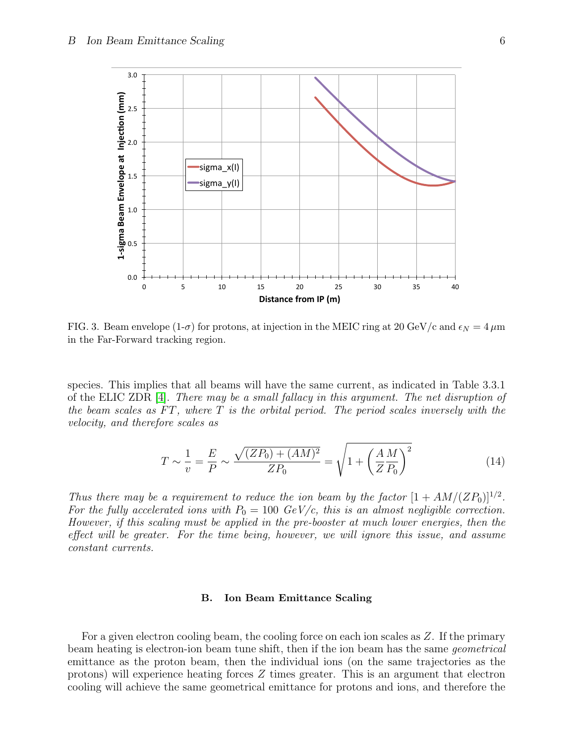FIG. 3. Beam envelope (1-$\sigma$) for protons, at injection in the MEIC ring at 20 GeV/c and $\epsilon_N = 4\,\mu$m in the Far-Forward tracking region.

species. This implies that all beams will have the same current, as indicated in Table 3.3.1 of the ELIC ZDR [4]. *There may be a small fallacy in this argument. The net disruption of the beam scales as $FT$, where $T$ is the orbital period. The period scales inversely with the velocity, and therefore scales as*

$$T \sim \frac{1}{v} = \frac{E}{P} \sim \frac{\sqrt{(ZP_0) + (AM)^2}}{ZP_0} = \sqrt{1 + \left(\frac{A}{Z}\frac{M}{P_0}\right)^2} \tag{14}$$

*Thus there may be a requirement to reduce the ion beam by the factor $[1 + AM/(ZP_0)]^{1/2}$. For the fully accelerated ions with $P_0 = 100$ GeV/c, this is an almost negligible correction. However, if this scaling must be applied in the pre-booster at much lower energies, then the effect will be greater. For the time being, however, we will ignore this issue, and assume constant currents.*

### B. Ion Beam Emittance Scaling

For a given electron cooling beam, the cooling force on each ion scales as $Z$. If the primary beam heating is electron-ion beam tune shift, then if the ion beam has the same *geometrical* emittance as the proton beam, then the individual ions (on the same trajectories as the protons) will experience heating forces $Z$ times greater. This is an argument that electron cooling will achieve the same geometrical emittance for protons and ions, and therefore the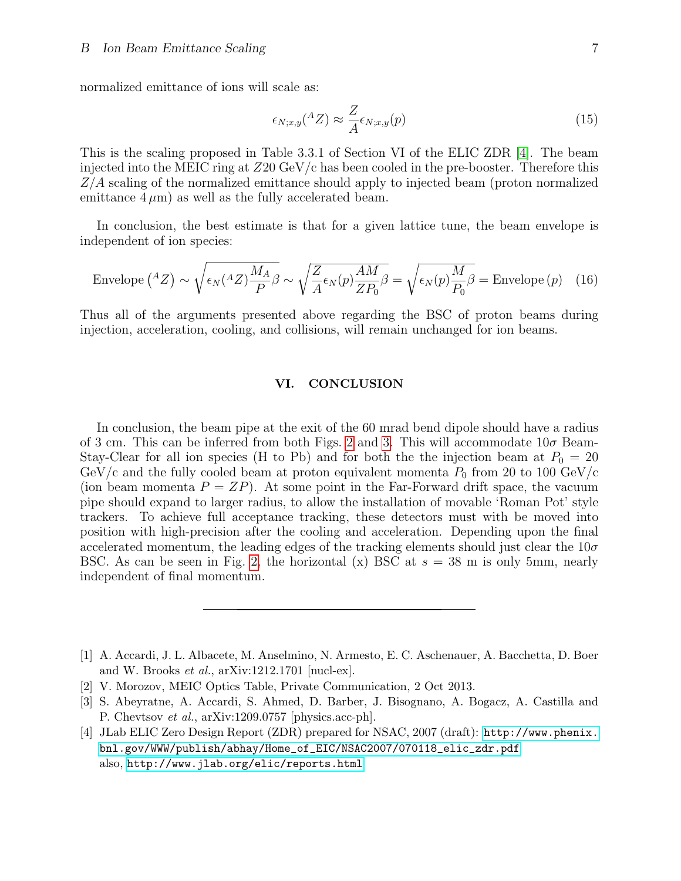normalized emittance of ions will scale as:

$$\epsilon_{N;x,y}(^{A}Z) \approx \frac{Z}{A}\epsilon_{N;x,y}(p) \tag{15}$$

This is the scaling proposed in Table 3.3.1 of Section VI of the ELIC ZDR [4]. The beam injected into the MEIC ring at $Z20$ GeV/c has been cooled in the pre-booster. Therefore this $Z/A$ scaling of the normalized emittance should apply to injected beam (proton normalized emittance $4\,\mu$m) as well as the fully accelerated beam.

In conclusion, the best estimate is that for a given lattice tune, the beam envelope is independent of ion species:

$$\text{Envelope}\left(^{A}Z\right) \sim \sqrt{\epsilon_N(^{A}Z)\frac{M_A}{P}\beta} \sim \sqrt{\frac{Z}{A}\epsilon_N(p)\frac{AM}{ZP_0}\beta} = \sqrt{\epsilon_N(p)\frac{M}{P_0}\beta} = \text{Envelope}\,(p) \tag{16}$$

Thus all of the arguments presented above regarding the BSC of proton beams during injection, acceleration, cooling, and collisions, will remain unchanged for ion beams.

## VI. CONCLUSION

In conclusion, the beam pipe at the exit of the 60 mrad bend dipole should have a radius of 3 cm. This can be inferred from both Figs. 2 and 3. This will accommodate $10\sigma$ Beam-Stay-Clear for all ion species (H to Pb) and for both the the injection beam at $P_0 = 20$ GeV/c and the fully cooled beam at proton equivalent momenta $P_0$ from 20 to 100 GeV/c (ion beam momenta $P = ZP$). At some point in the Far-Forward drift space, the vacuum pipe should expand to larger radius, to allow the installation of movable 'Roman Pot' style trackers. To achieve full acceptance tracking, these detectors must with be moved into position with high-precision after the cooling and acceleration. Depending upon the final accelerated momentum, the leading edges of the tracking elements should just clear the $10\sigma$ BSC. As can be seen in Fig. 2, the horizontal (x) BSC at $s = 38$ m is only 5mm, nearly independent of final momentum.

---

[1] A. Accardi, J. L. Albacete, M. Anselmino, N. Armesto, E. C. Aschenauer, A. Bacchetta, D. Boer and W. Brooks *et al.*, arXiv:1212.1701 [nucl-ex].

[2] V. Morozov, MEIC Optics Table, Private Communication, 2 Oct 2013.

[3] S. Abeyratne, A. Accardi, S. Ahmed, D. Barber, J. Bisognano, A. Bogacz, A. Castilla and P. Chevtsov *et al.*, arXiv:1209.0757 [physics.acc-ph].

[4] JLab ELIC Zero Design Report (ZDR) prepared for NSAC, 2007 (draft): `http://www.phenix.bnl.gov/WWW/publish/abhay/Home_of_EIC/NSAC2007/070118_elic_zdr.pdf` also, `http://www.jlab.org/elic/reports.html`